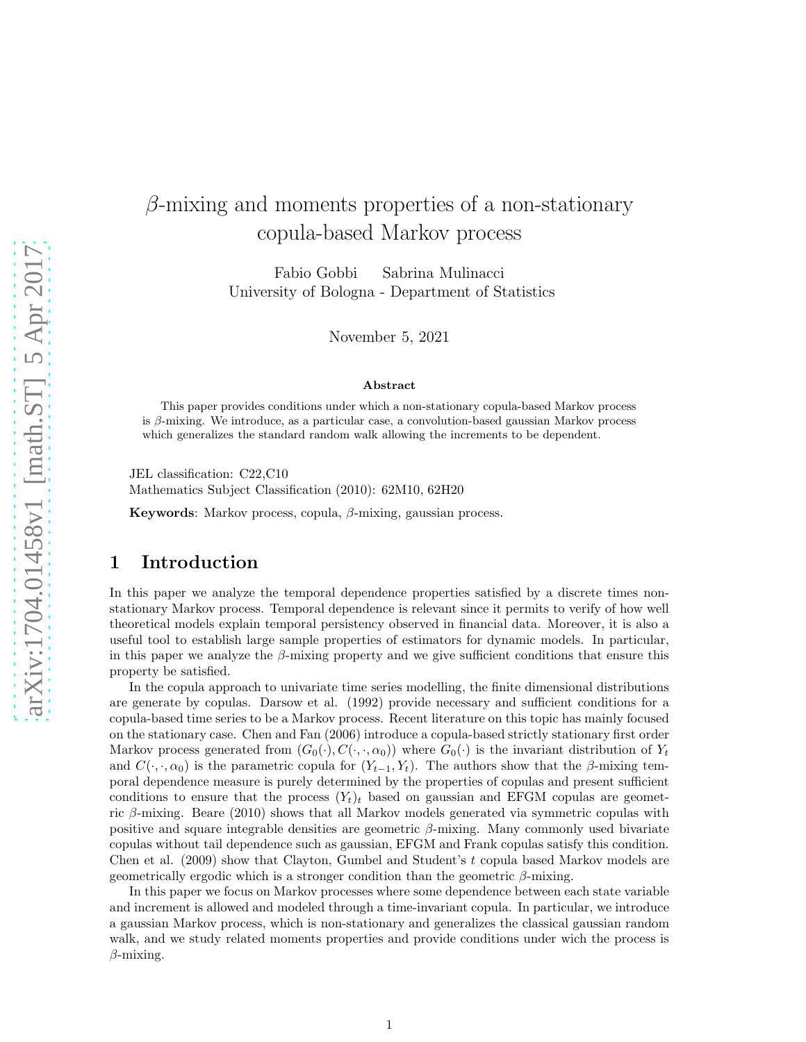# $\beta$-mixing and moments properties of a non-stationary copula-based Markov process

Fabio Gobbi  Sabrina Mulinacci
University of Bologna - Department of Statistics

November 5, 2021

**Abstract**

This paper provides conditions under which a non-stationary copula-based Markov process is $\beta$-mixing. We introduce, as a particular case, a convolution-based gaussian Markov process which generalizes the standard random walk allowing the increments to be dependent.

JEL classification: C22,C10
Mathematics Subject Classification (2010): 62M10, 62H20

**Keywords**: Markov process, copula, $\beta$-mixing, gaussian process.

## 1 Introduction

In this paper we analyze the temporal dependence properties satisfied by a discrete times non-stationary Markov process. Temporal dependence is relevant since it permits to verify of how well theoretical models explain temporal persistency observed in financial data. Moreover, it is also a useful tool to establish large sample properties of estimators for dynamic models. In particular, in this paper we analyze the $\beta$-mixing property and we give sufficient conditions that ensure this property be satisfied.

In the copula approach to univariate time series modelling, the finite dimensional distributions are generate by copulas. Darsow et al. (1992) provide necessary and sufficient conditions for a copula-based time series to be a Markov process. Recent literature on this topic has mainly focused on the stationary case. Chen and Fan (2006) introduce a copula-based strictly stationary first order Markov process generated from $(G_0(\cdot), C(\cdot, \cdot, \alpha_0))$ where $G_0(\cdot)$ is the invariant distribution of $Y_t$ and $C(\cdot, \cdot, \alpha_0)$ is the parametric copula for $(Y_{t-1}, Y_t)$. The authors show that the $\beta$-mixing temporal dependence measure is purely determined by the properties of copulas and present sufficient conditions to ensure that the process $(Y_t)_t$ based on gaussian and EFGM copulas are geometric $\beta$-mixing. Beare (2010) shows that all Markov models generated via symmetric copulas with positive and square integrable densities are geometric $\beta$-mixing. Many commonly used bivariate copulas without tail dependence such as gaussian, EFGM and Frank copulas satisfy this condition. Chen et al. (2009) show that Clayton, Gumbel and Student's $t$ copula based Markov models are geometrically ergodic which is a stronger condition than the geometric $\beta$-mixing.

In this paper we focus on Markov processes where some dependence between each state variable and increment is allowed and modeled through a time-invariant copula. In particular, we introduce a gaussian Markov process, which is non-stationary and generalizes the classical gaussian random walk, and we study related moments properties and provide conditions under wich the process is $\beta$-mixing.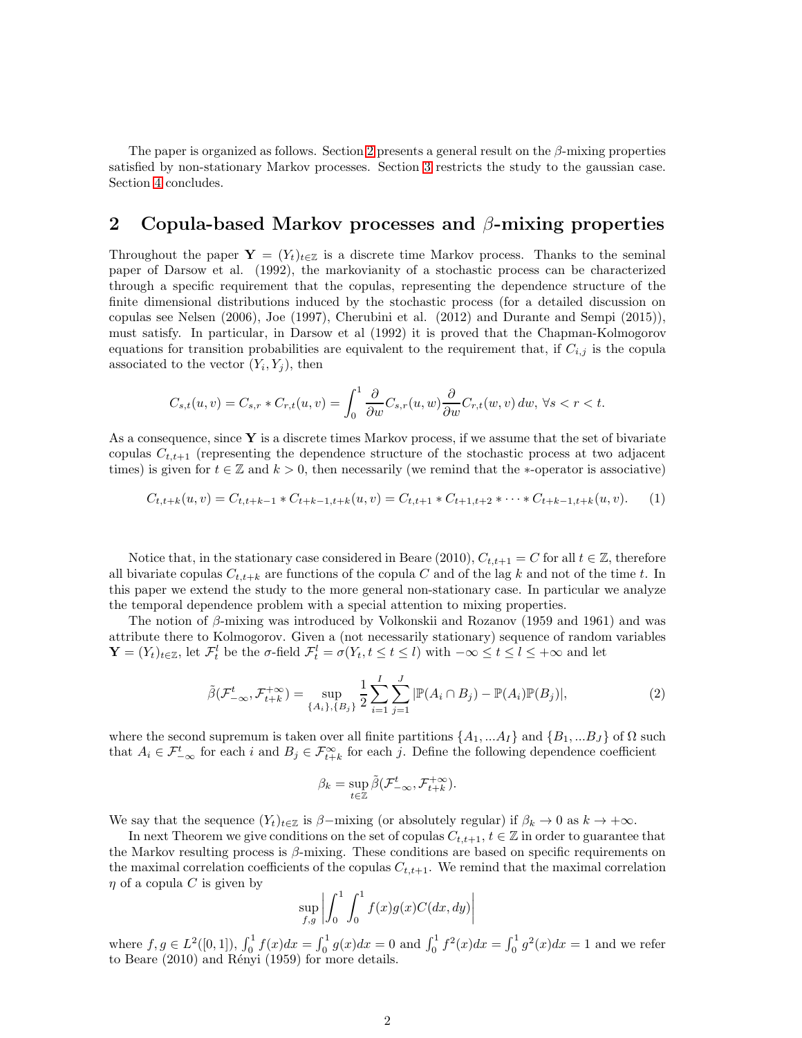The paper is organized as follows. Section 2 presents a general result on the $\beta$-mixing properties satisfied by non-stationary Markov processes. Section 3 restricts the study to the gaussian case. Section 4 concludes.

## 2 Copula-based Markov processes and $\beta$-mixing properties

Throughout the paper $\mathbf{Y} = (Y_t)_{t\in\mathbb{Z}}$ is a discrete time Markov process. Thanks to the seminal paper of Darsow et al. (1992), the markovianity of a stochastic process can be characterized through a specific requirement that the copulas, representing the dependence structure of the finite dimensional distributions induced by the stochastic process (for a detailed discussion on copulas see Nelsen (2006), Joe (1997), Cherubini et al. (2012) and Durante and Sempi (2015)), must satisfy. In particular, in Darsow et al (1992) it is proved that the Chapman-Kolmogorov equations for transition probabilities are equivalent to the requirement that, if $C_{i,j}$ is the copula associated to the vector $(Y_i, Y_j)$, then

$$C_{s,t}(u,v) = C_{s,r} * C_{r,t}(u,v) = \int_0^1 \frac{\partial}{\partial w} C_{s,r}(u,w) \frac{\partial}{\partial w} C_{r,t}(w,v)\, dw,\ \forall s < r < t.$$

As a consequence, since $\mathbf{Y}$ is a discrete times Markov process, if we assume that the set of bivariate copulas $C_{t,t+1}$ (representing the dependence structure of the stochastic process at two adjacent times) is given for $t \in \mathbb{Z}$ and $k > 0$, then necessarily (we remind that the $*$-operator is associative)

$$C_{t,t+k}(u,v) = C_{t,t+k-1} * C_{t+k-1,t+k}(u,v) = C_{t,t+1} * C_{t+1,t+2} * \cdots * C_{t+k-1,t+k}(u,v). \qquad (1)$$

Notice that, in the stationary case considered in Beare (2010), $C_{t,t+1} = C$ for all $t \in \mathbb{Z}$, therefore all bivariate copulas $C_{t,t+k}$ are functions of the copula $C$ and of the lag $k$ and not of the time $t$. In this paper we extend the study to the more general non-stationary case. In particular we analyze the temporal dependence problem with a special attention to mixing properties.

The notion of $\beta$-mixing was introduced by Volkonskii and Rozanov (1959 and 1961) and was attribute there to Kolmogorov. Given a (not necessarily stationary) sequence of random variables $\mathbf{Y} = (Y_t)_{t\in\mathbb{Z}}$, let $\mathcal{F}_t^l$ be the $\sigma$-field $\mathcal{F}_t^l = \sigma(Y_t, t \le t \le l)$ with $-\infty \le t \le l \le +\infty$ and let

$$\tilde{\beta}(\mathcal{F}_{-\infty}^t, \mathcal{F}_{t+k}^{+\infty}) = \sup_{\{A_i\},\{B_j\}} \frac{1}{2} \sum_{i=1}^{I} \sum_{j=1}^{J} |\mathbb{P}(A_i \cap B_j) - \mathbb{P}(A_i)\mathbb{P}(B_j)|, \qquad (2)$$

where the second supremum is taken over all finite partitions $\{A_1, ...A_I\}$ and $\{B_1, ...B_J\}$ of $\Omega$ such that $A_i \in \mathcal{F}_{-\infty}^t$ for each $i$ and $B_j \in \mathcal{F}_{t+k}^{\infty}$ for each $j$. Define the following dependence coefficient

$$\beta_k = \sup_{t\in\mathbb{Z}} \tilde{\beta}(\mathcal{F}_{-\infty}^t, \mathcal{F}_{t+k}^{+\infty}).$$

We say that the sequence $(Y_t)_{t\in\mathbb{Z}}$ is $\beta-$mixing (or absolutely regular) if $\beta_k \to 0$ as $k \to +\infty$.

In next Theorem we give conditions on the set of copulas $C_{t,t+1}$, $t \in \mathbb{Z}$ in order to guarantee that the Markov resulting process is $\beta$-mixing. These conditions are based on specific requirements on the maximal correlation coefficients of the copulas $C_{t,t+1}$. We remind that the maximal correlation $\eta$ of a copula $C$ is given by

$$\sup_{f,g} \left| \int_0^1 \int_0^1 f(x)g(x)C(dx,dy) \right|$$

where $f, g \in L^2([0,1])$, $\int_0^1 f(x)dx = \int_0^1 g(x)dx = 0$ and $\int_0^1 f^2(x)dx = \int_0^1 g^2(x)dx = 1$ and we refer to Beare (2010) and Rényi (1959) for more details.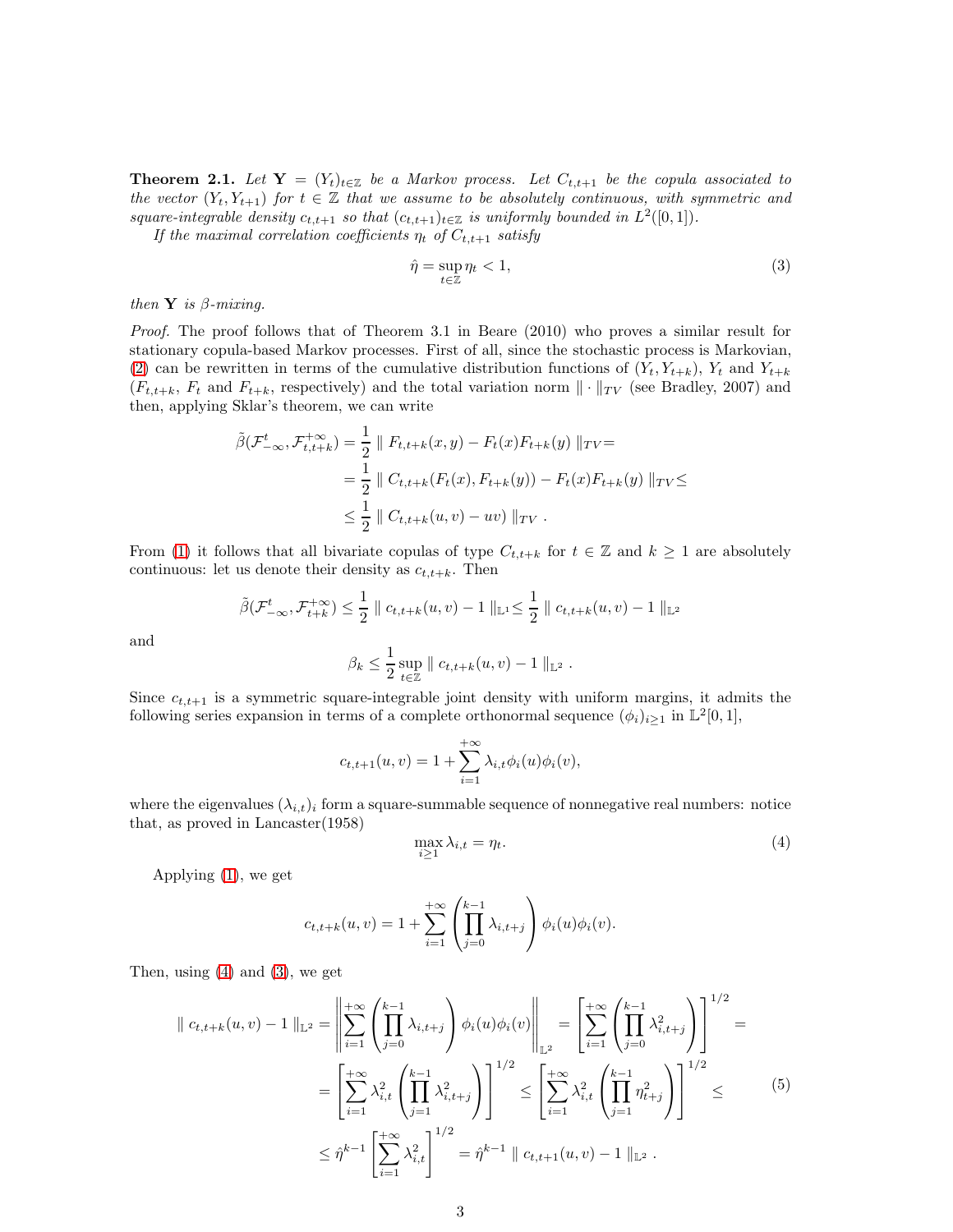**Theorem 2.1.** *Let $\mathbf{Y} = (Y_t)_{t\in\mathbb{Z}}$ be a Markov process. Let $C_{t,t+1}$ be the copula associated to the vector $(Y_t, Y_{t+1})$ for $t \in \mathbb{Z}$ that we assume to be absolutely continuous, with symmetric and square-integrable density $c_{t,t+1}$ so that $(c_{t,t+1})_{t\in\mathbb{Z}}$ is uniformly bounded in $L^2([0,1])$.*

*If the maximal correlation coefficients $\eta_t$ of $C_{t,t+1}$ satisfy*

$$\hat{\eta} = \sup_{t\in\mathbb{Z}} \eta_t < 1, \tag{3}$$

*then $\mathbf{Y}$ is $\beta$-mixing.*

*Proof.* The proof follows that of Theorem 3.1 in Beare (2010) who proves a similar result for stationary copula-based Markov processes. First of all, since the stochastic process is Markovian, (2) can be rewritten in terms of the cumulative distribution functions of $(Y_t, Y_{t+k})$, $Y_t$ and $Y_{t+k}$ ($F_{t,t+k}$, $F_t$ and $F_{t+k}$, respectively) and the total variation norm $\|\cdot\|_{TV}$ (see Bradley, 2007) and then, applying Sklar's theorem, we can write

$$\begin{aligned}
\tilde{\beta}(\mathcal{F}^t_{-\infty}, \mathcal{F}^{+\infty}_{t,t+k}) &= \frac{1}{2} \parallel F_{t,t+k}(x,y) - F_t(x)F_{t+k}(y) \parallel_{TV} = \\
&= \frac{1}{2} \parallel C_{t,t+k}(F_t(x), F_{t+k}(y)) - F_t(x)F_{t+k}(y) \parallel_{TV} \leq \\
&\leq \frac{1}{2} \parallel C_{t,t+k}(u,v) - uv) \parallel_{TV} .
\end{aligned}$$

From (1) it follows that all bivariate copulas of type $C_{t,t+k}$ for $t \in \mathbb{Z}$ and $k \geq 1$ are absolutely continuous: let us denote their density as $c_{t,t+k}$. Then

$$\tilde{\beta}(\mathcal{F}^t_{-\infty}, \mathcal{F}^{+\infty}_{t+k}) \leq \frac{1}{2} \parallel c_{t,t+k}(u,v) - 1 \parallel_{\mathbb{L}^1} \leq \frac{1}{2} \parallel c_{t,t+k}(u,v) - 1 \parallel_{\mathbb{L}^2}$$

and

$$\beta_k \leq \frac{1}{2} \sup_{t\in\mathbb{Z}} \parallel c_{t,t+k}(u,v) - 1 \parallel_{\mathbb{L}^2} .$$

Since $c_{t,t+1}$ is a symmetric square-integrable joint density with uniform margins, it admits the following series expansion in terms of a complete orthonormal sequence $(\phi_i)_{i\geq 1}$ in $\mathbb{L}^2[0,1]$,

$$c_{t,t+1}(u,v) = 1 + \sum_{i=1}^{+\infty} \lambda_{i,t} \phi_i(u)\phi_i(v),$$

where the eigenvalues $(\lambda_{i,t})_i$ form a square-summable sequence of nonnegative real numbers: notice that, as proved in Lancaster(1958)

$$\max_{i\geq 1} \lambda_{i,t} = \eta_t. \tag{4}$$

Applying (1), we get

$$c_{t,t+k}(u,v) = 1 + \sum_{i=1}^{+\infty} \left( \prod_{j=0}^{k-1} \lambda_{i,t+j} \right) \phi_i(u)\phi_i(v).$$

Then, using (4) and (3), we get

$$\begin{aligned}
\parallel c_{t,t+k}(u,v) - 1 \parallel_{\mathbb{L}^2} &= \left\| \sum_{i=1}^{+\infty} \left( \prod_{j=0}^{k-1} \lambda_{i,t+j} \right) \phi_i(u)\phi_i(v) \right\|_{\mathbb{L}^2} = \left[ \sum_{i=1}^{+\infty} \left( \prod_{j=0}^{k-1} \lambda^2_{i,t+j} \right) \right]^{1/2} = \\
&= \left[ \sum_{i=1}^{+\infty} \lambda^2_{i,t} \left( \prod_{j=1}^{k-1} \lambda^2_{i,t+j} \right) \right]^{1/2} \leq \left[ \sum_{i=1}^{+\infty} \lambda^2_{i,t} \left( \prod_{j=1}^{k-1} \eta^2_{t+j} \right) \right]^{1/2} \leq \\
&\leq \hat{\eta}^{k-1} \left[ \sum_{i=1}^{+\infty} \lambda^2_{i,t} \right]^{1/2} = \hat{\eta}^{k-1} \parallel c_{t,t+1}(u,v) - 1 \parallel_{\mathbb{L}^2} .
\end{aligned} \tag{5}$$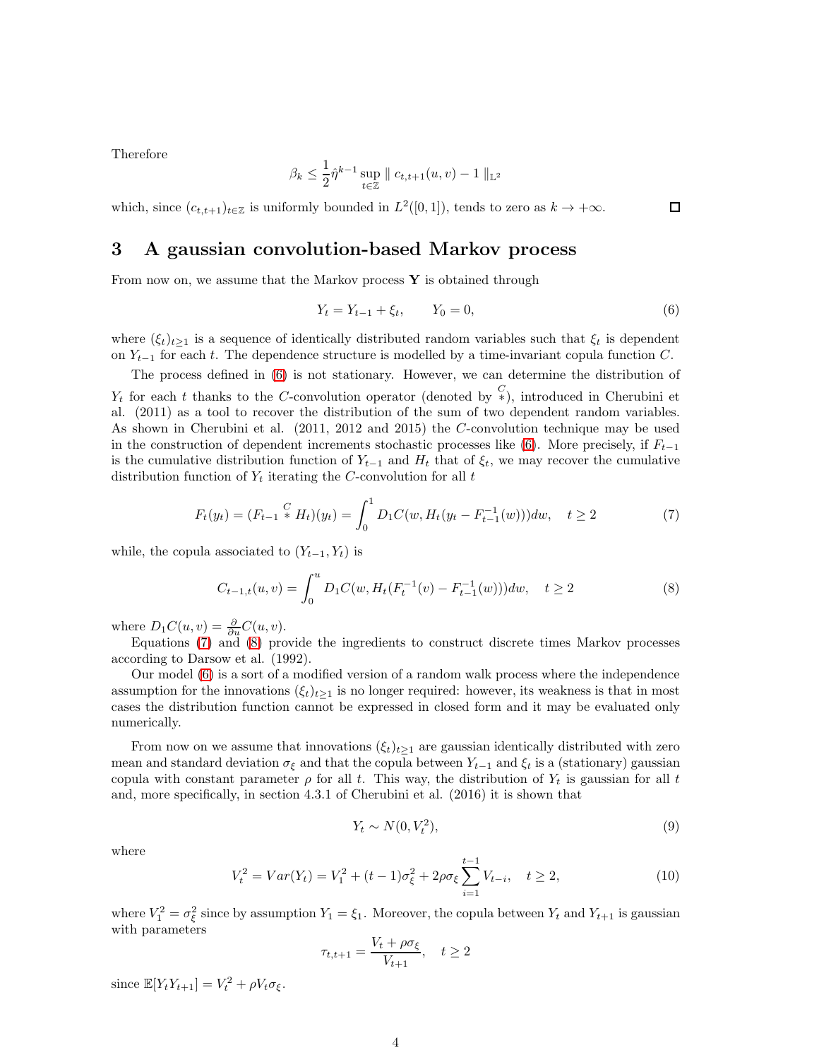Therefore

$$\beta_k \leq \frac{1}{2}\hat{\eta}^{k-1} \sup_{t\in\mathbb{Z}} \parallel c_{t,t+1}(u,v) - 1 \parallel_{\mathbb{L}^2}$$

which, since $(c_{t,t+1})_{t\in\mathbb{Z}}$ is uniformly bounded in $L^2([0,1])$, tends to zero as $k \to +\infty$. □

## 3 A gaussian convolution-based Markov process

From now on, we assume that the Markov process $\mathbf{Y}$ is obtained through

$$Y_t = Y_{t-1} + \xi_t, \qquad Y_0 = 0, \tag{6}$$

where $(\xi_t)_{t\geq 1}$ is a sequence of identically distributed random variables such that $\xi_t$ is dependent on $Y_{t-1}$ for each $t$. The dependence structure is modelled by a time-invariant copula function $C$.

The process defined in (6) is not stationary. However, we can determine the distribution of $Y_t$ for each $t$ thanks to the $C$-convolution operator (denoted by $\overset{C}{*}$), introduced in Cherubini et al. (2011) as a tool to recover the distribution of the sum of two dependent random variables. As shown in Cherubini et al. (2011, 2012 and 2015) the $C$-convolution technique may be used in the construction of dependent increments stochastic processes like (6). More precisely, if $F_{t-1}$ is the cumulative distribution function of $Y_{t-1}$ and $H_t$ that of $\xi_t$, we may recover the cumulative distribution function of $Y_t$ iterating the $C$-convolution for all $t$

$$F_t(y_t) = (F_{t-1} \overset{C}{*} H_t)(y_t) = \int_0^1 D_1C(w, H_t(y_t - F_{t-1}^{-1}(w)))dw, \quad t \geq 2 \tag{7}$$

while, the copula associated to $(Y_{t-1}, Y_t)$ is

$$C_{t-1,t}(u,v) = \int_0^u D_1C(w, H_t(F_t^{-1}(v) - F_{t-1}^{-1}(w)))dw, \quad t \geq 2 \tag{8}$$

where $D_1C(u,v) = \frac{\partial}{\partial u}C(u,v)$.

Equations (7) and (8) provide the ingredients to construct discrete times Markov processes according to Darsow et al. (1992).

Our model (6) is a sort of a modified version of a random walk process where the independence assumption for the innovations $(\xi_t)_{t\geq 1}$ is no longer required: however, its weakness is that in most cases the distribution function cannot be expressed in closed form and it may be evaluated only numerically.

From now on we assume that innovations $(\xi_t)_{t\geq 1}$ are gaussian identically distributed with zero mean and standard deviation $\sigma_\xi$ and that the copula between $Y_{t-1}$ and $\xi_t$ is a (stationary) gaussian copula with constant parameter $\rho$ for all $t$. This way, the distribution of $Y_t$ is gaussian for all $t$ and, more specifically, in section 4.3.1 of Cherubini et al. (2016) it is shown that

$$Y_t \sim N(0, V_t^2), \tag{9}$$

where

$$V_t^2 = Var(Y_t) = V_1^2 + (t-1)\sigma_\xi^2 + 2\rho\sigma_\xi \sum_{i=1}^{t-1} V_{t-i}, \quad t \geq 2, \tag{10}$$

where $V_1^2 = \sigma_\xi^2$ since by assumption $Y_1 = \xi_1$. Moreover, the copula between $Y_t$ and $Y_{t+1}$ is gaussian with parameters

$$\tau_{t,t+1} = \frac{V_t + \rho\sigma_\xi}{V_{t+1}}, \quad t \geq 2$$

since $\mathbb{E}[Y_tY_{t+1}] = V_t^2 + \rho V_t\sigma_\xi$.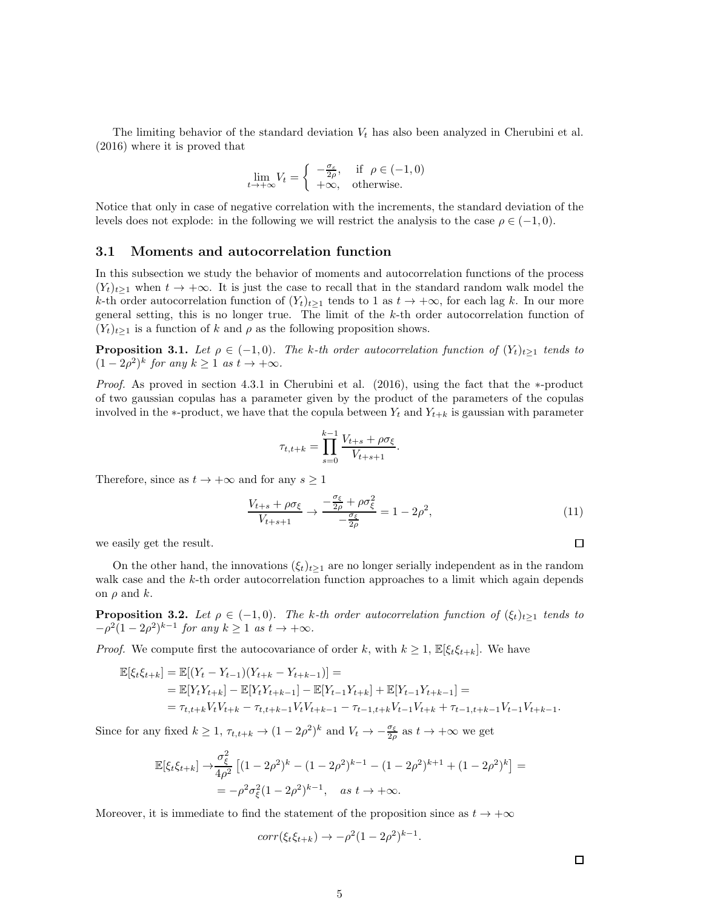The limiting behavior of the standard deviation $V_t$ has also been analyzed in Cherubini et al. (2016) where it is proved that

$$\lim_{t\to+\infty} V_t = \begin{cases} -\frac{\sigma_\epsilon}{2\rho}, & \text{if } \rho \in (-1,0) \\ +\infty, & \text{otherwise.} \end{cases}$$

Notice that only in case of negative correlation with the increments, the standard deviation of the levels does not explode: in the following we will restrict the analysis to the case $\rho \in (-1, 0)$.

### 3.1 Moments and autocorrelation function

In this subsection we study the behavior of moments and autocorrelation functions of the process $(Y_t)_{t\geq 1}$ when $t \to +\infty$. It is just the case to recall that in the standard random walk model the $k$-th order autocorrelation function of $(Y_t)_{t\geq 1}$ tends to 1 as $t \to +\infty$, for each lag $k$. In our more general setting, this is no longer true. The limit of the $k$-th order autocorrelation function of $(Y_t)_{t\geq 1}$ is a function of $k$ and $\rho$ as the following proposition shows.

**Proposition 3.1.** *Let $\rho \in (-1, 0)$. The $k$-th order autocorrelation function of $(Y_t)_{t\geq 1}$ tends to $(1 - 2\rho^2)^k$ for any $k \geq 1$ as $t \to +\infty$.*

*Proof.* As proved in section 4.3.1 in Cherubini et al. (2016), using the fact that the $*$-product of two gaussian copulas has a parameter given by the product of the parameters of the copulas involved in the $*$-product, we have that the copula between $Y_t$ and $Y_{t+k}$ is gaussian with parameter

$$\tau_{t,t+k} = \prod_{s=0}^{k-1} \frac{V_{t+s} + \rho\sigma_\xi}{V_{t+s+1}}.$$

Therefore, since as $t \to +\infty$ and for any $s \geq 1$

$$\frac{V_{t+s} + \rho\sigma_\xi}{V_{t+s+1}} \to \frac{-\frac{\sigma_\xi}{2\rho} + \rho\sigma_\xi^2}{-\frac{\sigma_\xi}{2\rho}} = 1 - 2\rho^2, \tag{11}$$

we easily get the result. $\square$

On the other hand, the innovations $(\xi_t)_{t\geq 1}$ are no longer serially independent as in the random walk case and the $k$-th order autocorrelation function approaches to a limit which again depends on $\rho$ and $k$.

**Proposition 3.2.** *Let $\rho \in (-1, 0)$. The $k$-th order autocorrelation function of $(\xi_t)_{t\geq 1}$ tends to $-\rho^2(1 - 2\rho^2)^{k-1}$ for any $k \geq 1$ as $t \to +\infty$.*

*Proof.* We compute first the autocovariance of order $k$, with $k \geq 1$, $\mathbb{E}[\xi_t \xi_{t+k}]$. We have

$$\begin{aligned}
\mathbb{E}[\xi_t \xi_{t+k}] &= \mathbb{E}[(Y_t - Y_{t-1})(Y_{t+k} - Y_{t+k-1})] = \\
&= \mathbb{E}[Y_t Y_{t+k}] - \mathbb{E}[Y_t Y_{t+k-1}] - \mathbb{E}[Y_{t-1} Y_{t+k}] + \mathbb{E}[Y_{t-1} Y_{t+k-1}] = \\
&= \tau_{t,t+k} V_t V_{t+k} - \tau_{t,t+k-1} V_t V_{t+k-1} - \tau_{t-1,t+k} V_{t-1} V_{t+k} + \tau_{t-1,t+k-1} V_{t-1} V_{t+k-1}.
\end{aligned}$$

Since for any fixed $k \geq 1$, $\tau_{t,t+k} \to (1 - 2\rho^2)^k$ and $V_t \to -\frac{\sigma_\xi}{2\rho}$ as $t \to +\infty$ we get

$$\begin{aligned}
\mathbb{E}[\xi_t \xi_{t+k}] \to & \frac{\sigma_\xi^2}{4\rho^2} \left[ (1 - 2\rho^2)^k - (1 - 2\rho^2)^{k-1} - (1 - 2\rho^2)^{k+1} + (1 - 2\rho^2)^k \right] = \\
&= -\rho^2 \sigma_\xi^2 (1 - 2\rho^2)^{k-1}, \quad \text{as } t \to +\infty.
\end{aligned}$$

Moreover, it is immediate to find the statement of the proposition since as $t \to +\infty$

$$corr(\xi_t \xi_{t+k}) \to -\rho^2(1 - 2\rho^2)^{k-1}.$$

$\square$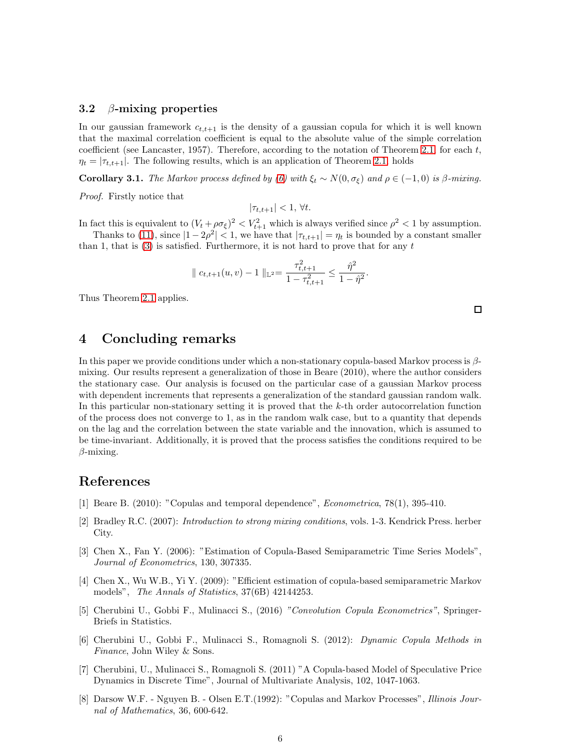### 3.2 $\beta$-mixing properties

In our gaussian framework $c_{t,t+1}$ is the density of a gaussian copula for which it is well known that the maximal correlation coefficient is equal to the absolute value of the simple correlation coefficient (see Lancaster, 1957). Therefore, according to the notation of Theorem 2.1, for each $t$, $\eta_t = |\tau_{t,t+1}|$. The following results, which is an application of Theorem 2.1, holds

**Corollary 3.1.** *The Markov process defined by (6) with $\xi_t \sim N(0, \sigma_\xi)$ and $\rho \in (-1, 0)$ is $\beta$-mixing.*

*Proof.* Firstly notice that

$$|\tau_{t,t+1}| < 1, \, \forall t.$$

In fact this is equivalent to $(V_t + \rho\sigma_\xi)^2 < V_{t+1}^2$ which is always verified since $\rho^2 < 1$ by assumption.

Thanks to (11), since $|1 - 2\rho^2| < 1$, we have that $|\tau_{t,t+1}| = \eta_t$ is bounded by a constant smaller than 1, that is (3) is satisfied. Furthermore, it is not hard to prove that for any $t$

$$\parallel c_{t,t+1}(u, v) - 1 \parallel_{\mathbb{L}^2} = \frac{\tau_{t,t+1}^2}{1 - \tau_{t,t+1}^2} \leq \frac{\hat{\eta}^2}{1 - \hat{\eta}^2}.$$

Thus Theorem 2.1 applies. □

## 4 Concluding remarks

In this paper we provide conditions under which a non-stationary copula-based Markov process is $\beta$-mixing. Our results represent a generalization of those in Beare (2010), where the author considers the stationary case. Our analysis is focused on the particular case of a gaussian Markov process with dependent increments that represents a generalization of the standard gaussian random walk. In this particular non-stationary setting it is proved that the $k$-th order autocorrelation function of the process does not converge to 1, as in the random walk case, but to a quantity that depends on the lag and the correlation between the state variable and the innovation, which is assumed to be time-invariant. Additionally, it is proved that the process satisfies the conditions required to be $\beta$-mixing.

## References

[1] Beare B. (2010): "Copulas and temporal dependence", *Econometrica*, 78(1), 395-410.

[2] Bradley R.C. (2007): *Introduction to strong mixing conditions*, vols. 1-3. Kendrick Press. herber City.

[3] Chen X., Fan Y. (2006): "Estimation of Copula-Based Semiparametric Time Series Models", *Journal of Econometrics*, 130, 307335.

[4] Chen X., Wu W.B., Yi Y. (2009): "Efficient estimation of copula-based semiparametric Markov models", *The Annals of Statistics*, 37(6B) 42144253.

[5] Cherubini U., Gobbi F., Mulinacci S., (2016) *"Convolution Copula Econometrics"*, SpringerBriefs in Statistics.

[6] Cherubini U., Gobbi F., Mulinacci S., Romagnoli S. (2012): *Dynamic Copula Methods in Finance*, John Wiley & Sons.

[7] Cherubini, U., Mulinacci S., Romagnoli S. (2011) "A Copula-based Model of Speculative Price Dynamics in Discrete Time", Journal of Multivariate Analysis, 102, 1047-1063.

[8] Darsow W.F. - Nguyen B. - Olsen E.T.(1992): "Copulas and Markov Processes", *Illinois Journal of Mathematics*, 36, 600-642.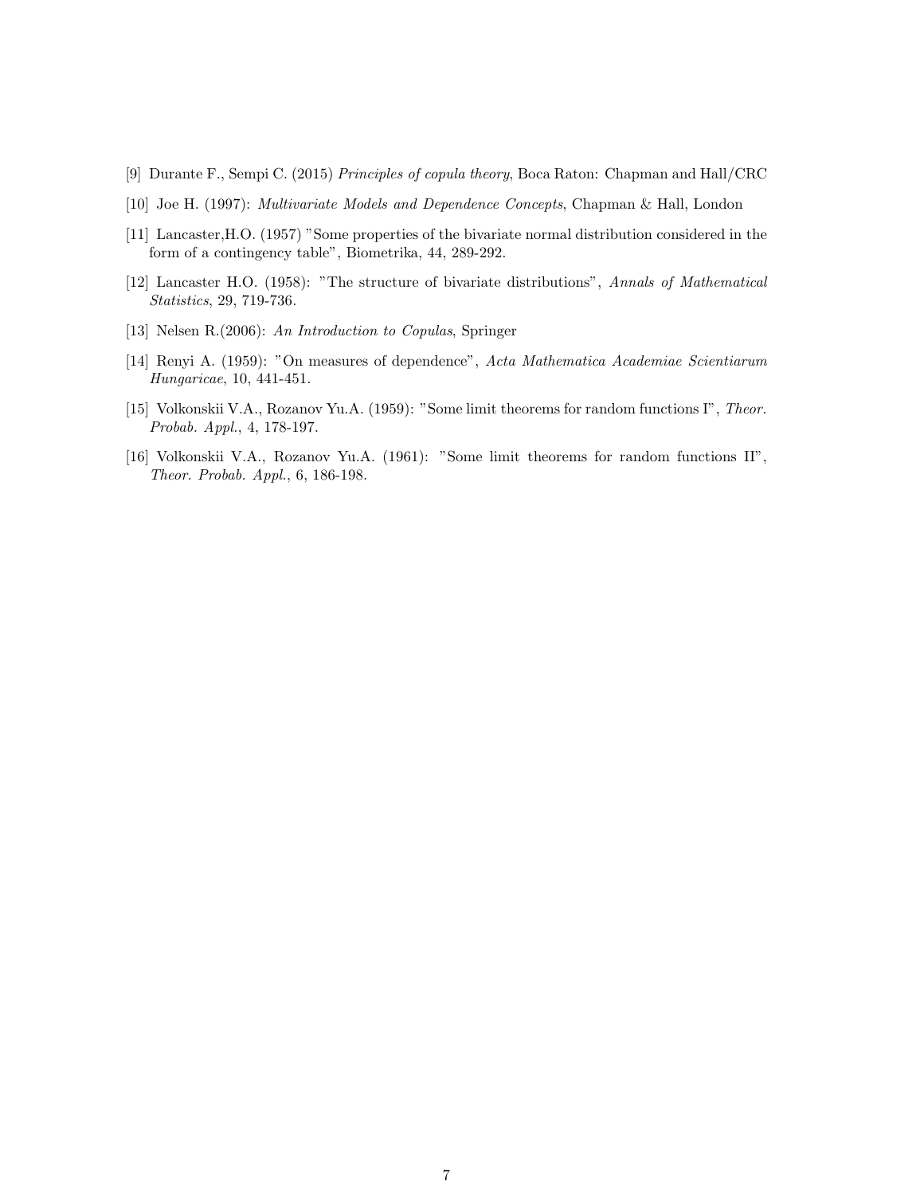[9] Durante F., Sempi C. (2015) *Principles of copula theory*, Boca Raton: Chapman and Hall/CRC

[10] Joe H. (1997): *Multivariate Models and Dependence Concepts*, Chapman & Hall, London

[11] Lancaster,H.O. (1957) "Some properties of the bivariate normal distribution considered in the form of a contingency table", Biometrika, 44, 289-292.

[12] Lancaster H.O. (1958): "The structure of bivariate distributions", *Annals of Mathematical Statistics*, 29, 719-736.

[13] Nelsen R.(2006): *An Introduction to Copulas*, Springer

[14] Renyi A. (1959): "On measures of dependence", *Acta Mathematica Academiae Scientiarum Hungaricae*, 10, 441-451.

[15] Volkonskii V.A., Rozanov Yu.A. (1959): "Some limit theorems for random functions I", *Theor. Probab. Appl.*, 4, 178-197.

[16] Volkonskii V.A., Rozanov Yu.A. (1961): "Some limit theorems for random functions II", *Theor. Probab. Appl.*, 6, 186-198.